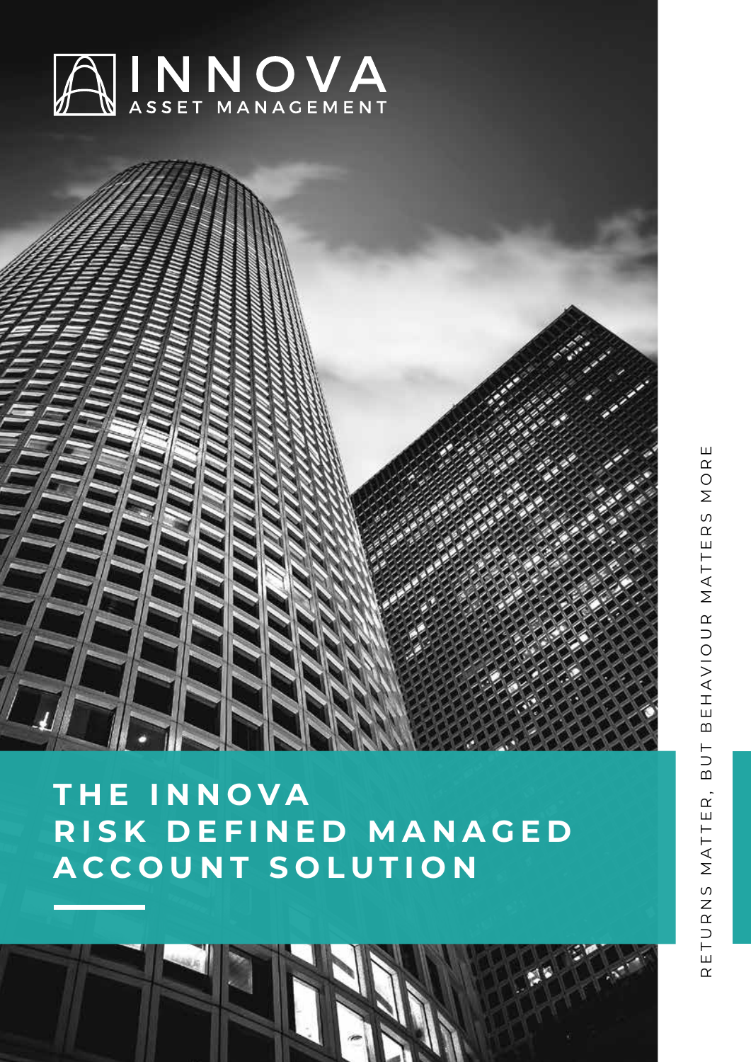INNOVA
ASSET MANAGEMENT

# THE INNOVA RISK DEFINED MANAGED ACCOUNT SOLUTION

RETURNS MATTER, BUT BEHAVIOUR MATTERS MORE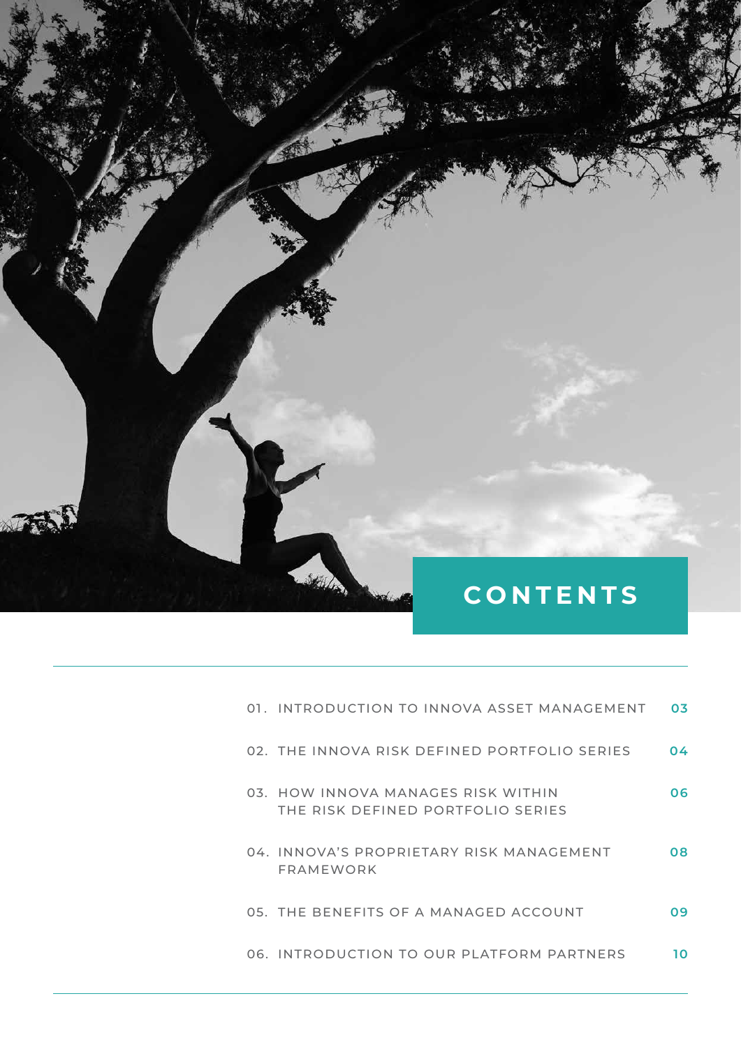# CONTENTS

| | | |
|---|---|---|
| 01. | INTRODUCTION TO INNOVA ASSET MANAGEMENT | 03 |
| 02. | THE INNOVA RISK DEFINED PORTFOLIO SERIES | 04 |
| 03. | HOW INNOVA MANAGES RISK WITHIN THE RISK DEFINED PORTFOLIO SERIES | 06 |
| 04. | INNOVA'S PROPRIETARY RISK MANAGEMENT FRAMEWORK | 08 |
| 05. | THE BENEFITS OF A MANAGED ACCOUNT | 09 |
| 06. | INTRODUCTION TO OUR PLATFORM PARTNERS | 10 |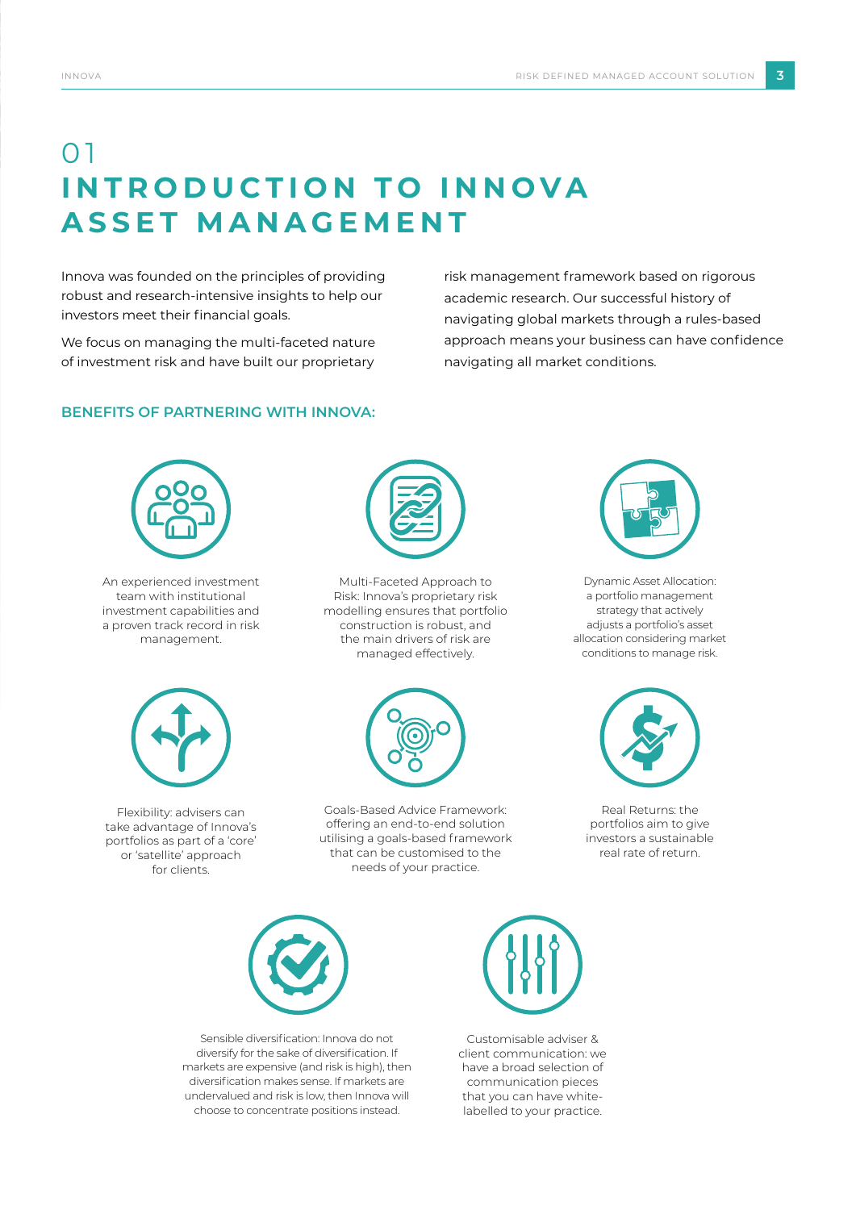# 01 INTRODUCTION TO INNOVA ASSET MANAGEMENT

Innova was founded on the principles of providing robust and research-intensive insights to help our investors meet their financial goals.

We focus on managing the multi-faceted nature of investment risk and have built our proprietary risk management framework based on rigorous academic research. Our successful history of navigating global markets through a rules-based approach means your business can have confidence navigating all market conditions.

### BENEFITS OF PARTNERING WITH INNOVA:

An experienced investment team with institutional investment capabilities and a proven track record in risk management.

Multi-Faceted Approach to Risk: Innova's proprietary risk modelling ensures that portfolio construction is robust, and the main drivers of risk are managed effectively.

Dynamic Asset Allocation: a portfolio management strategy that actively adjusts a portfolio's asset allocation considering market conditions to manage risk.

Flexibility: advisers can take advantage of Innova's portfolios as part of a 'core' or 'satellite' approach for clients.

Goals-Based Advice Framework: offering an end-to-end solution utilising a goals-based framework that can be customised to the needs of your practice.

Real Returns: the portfolios aim to give investors a sustainable real rate of return.

Sensible diversification: Innova do not diversify for the sake of diversification. If markets are expensive (and risk is high), then diversification makes sense. If markets are undervalued and risk is low, then Innova will choose to concentrate positions instead.

Customisable adviser & client communication: we have a broad selection of communication pieces that you can have white-labelled to your practice.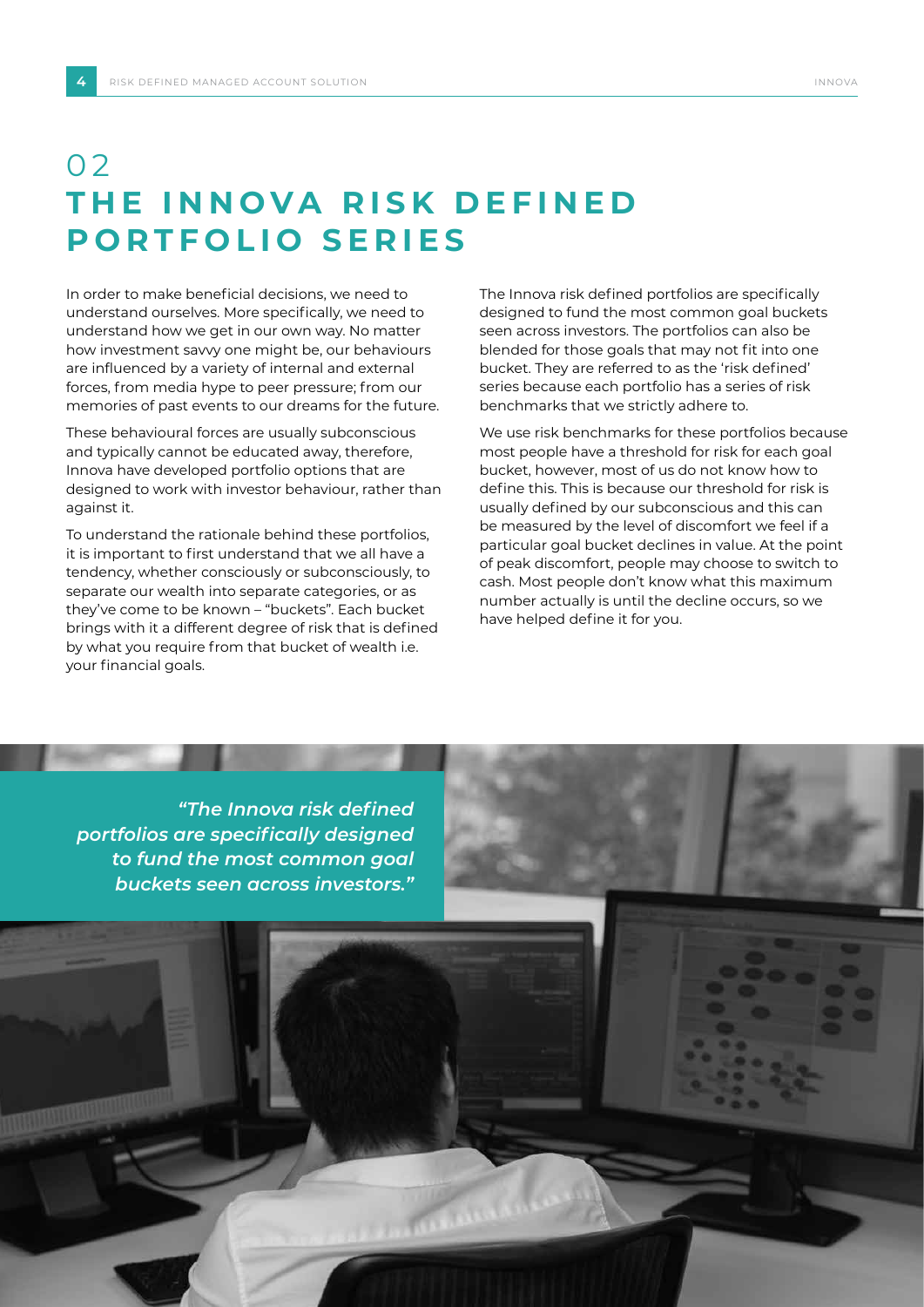# 02 THE INNOVA RISK DEFINED PORTFOLIO SERIES

In order to make beneficial decisions, we need to understand ourselves. More specifically, we need to understand how we get in our own way. No matter how investment savvy one might be, our behaviours are influenced by a variety of internal and external forces, from media hype to peer pressure; from our memories of past events to our dreams for the future.

These behavioural forces are usually subconscious and typically cannot be educated away, therefore, Innova have developed portfolio options that are designed to work with investor behaviour, rather than against it.

To understand the rationale behind these portfolios, it is important to first understand that we all have a tendency, whether consciously or subconsciously, to separate our wealth into separate categories, or as they've come to be known – "buckets". Each bucket brings with it a different degree of risk that is defined by what you require from that bucket of wealth i.e. your financial goals.

The Innova risk defined portfolios are specifically designed to fund the most common goal buckets seen across investors. The portfolios can also be blended for those goals that may not fit into one bucket. They are referred to as the 'risk defined' series because each portfolio has a series of risk benchmarks that we strictly adhere to.

We use risk benchmarks for these portfolios because most people have a threshold for risk for each goal bucket, however, most of us do not know how to define this. This is because our threshold for risk is usually defined by our subconscious and this can be measured by the level of discomfort we feel if a particular goal bucket declines in value. At the point of peak discomfort, people may choose to switch to cash. Most people don't know what this maximum number actually is until the decline occurs, so we have helped define it for you.

*"The Innova risk defined portfolios are specifically designed to fund the most common goal buckets seen across investors."*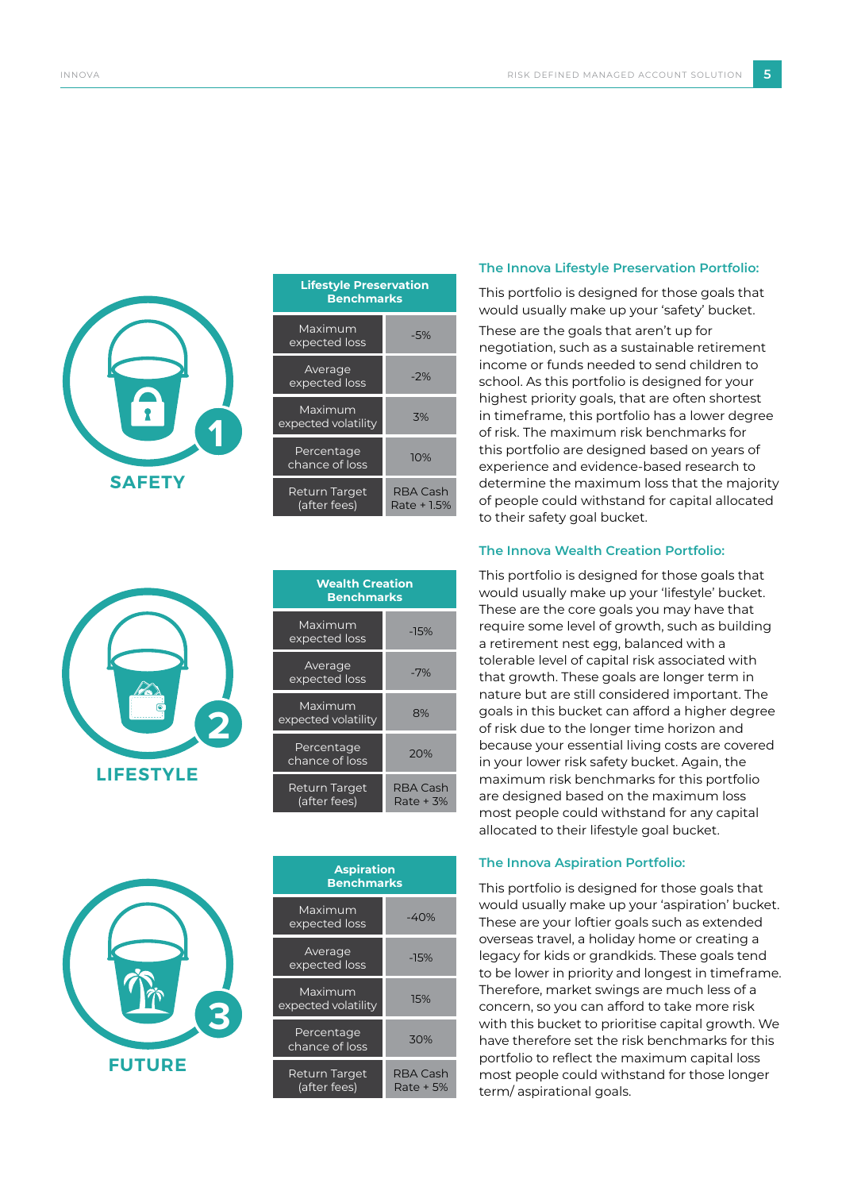**SAFETY**

| Lifestyle Preservation Benchmarks | |
|---|---|
| Maximum expected loss | -5% |
| Average expected loss | -2% |
| Maximum expected volatility | 3% |
| Percentage chance of loss | 10% |
| Return Target (after fees) | RBA Cash Rate + 1.5% |

### The Innova Lifestyle Preservation Portfolio:

This portfolio is designed for those goals that would usually make up your 'safety' bucket.

These are the goals that aren't up for negotiation, such as a sustainable retirement income or funds needed to send children to school. As this portfolio is designed for your highest priority goals, that are often shortest in timeframe, this portfolio has a lower degree of risk. The maximum risk benchmarks for this portfolio are designed based on years of experience and evidence-based research to determine the maximum loss that the majority of people could withstand for capital allocated to their safety goal bucket.

**LIFESTYLE**

| Wealth Creation Benchmarks | |
|---|---|
| Maximum expected loss | -15% |
| Average expected loss | -7% |
| Maximum expected volatility | 8% |
| Percentage chance of loss | 20% |
| Return Target (after fees) | RBA Cash Rate + 3% |

### The Innova Wealth Creation Portfolio:

This portfolio is designed for those goals that would usually make up your 'lifestyle' bucket. These are the core goals you may have that require some level of growth, such as building a retirement nest egg, balanced with a tolerable level of capital risk associated with that growth. These goals are longer term in nature but are still considered important. The goals in this bucket can afford a higher degree of risk due to the longer time horizon and because your essential living costs are covered in your lower risk safety bucket. Again, the maximum risk benchmarks for this portfolio are designed based on the maximum loss most people could withstand for any capital allocated to their lifestyle goal bucket.

**FUTURE**

| Aspiration Benchmarks | |
|---|---|
| Maximum expected loss | -40% |
| Average expected loss | -15% |
| Maximum expected volatility | 15% |
| Percentage chance of loss | 30% |
| Return Target (after fees) | RBA Cash Rate + 5% |

### The Innova Aspiration Portfolio:

This portfolio is designed for those goals that would usually make up your 'aspiration' bucket. These are your loftier goals such as extended overseas travel, a holiday home or creating a legacy for kids or grandkids. These goals tend to be lower in priority and longest in timeframe. Therefore, market swings are much less of a concern, so you can afford to take more risk with this bucket to prioritise capital growth. We have therefore set the risk benchmarks for this portfolio to reflect the maximum capital loss most people could withstand for those longer term/ aspirational goals.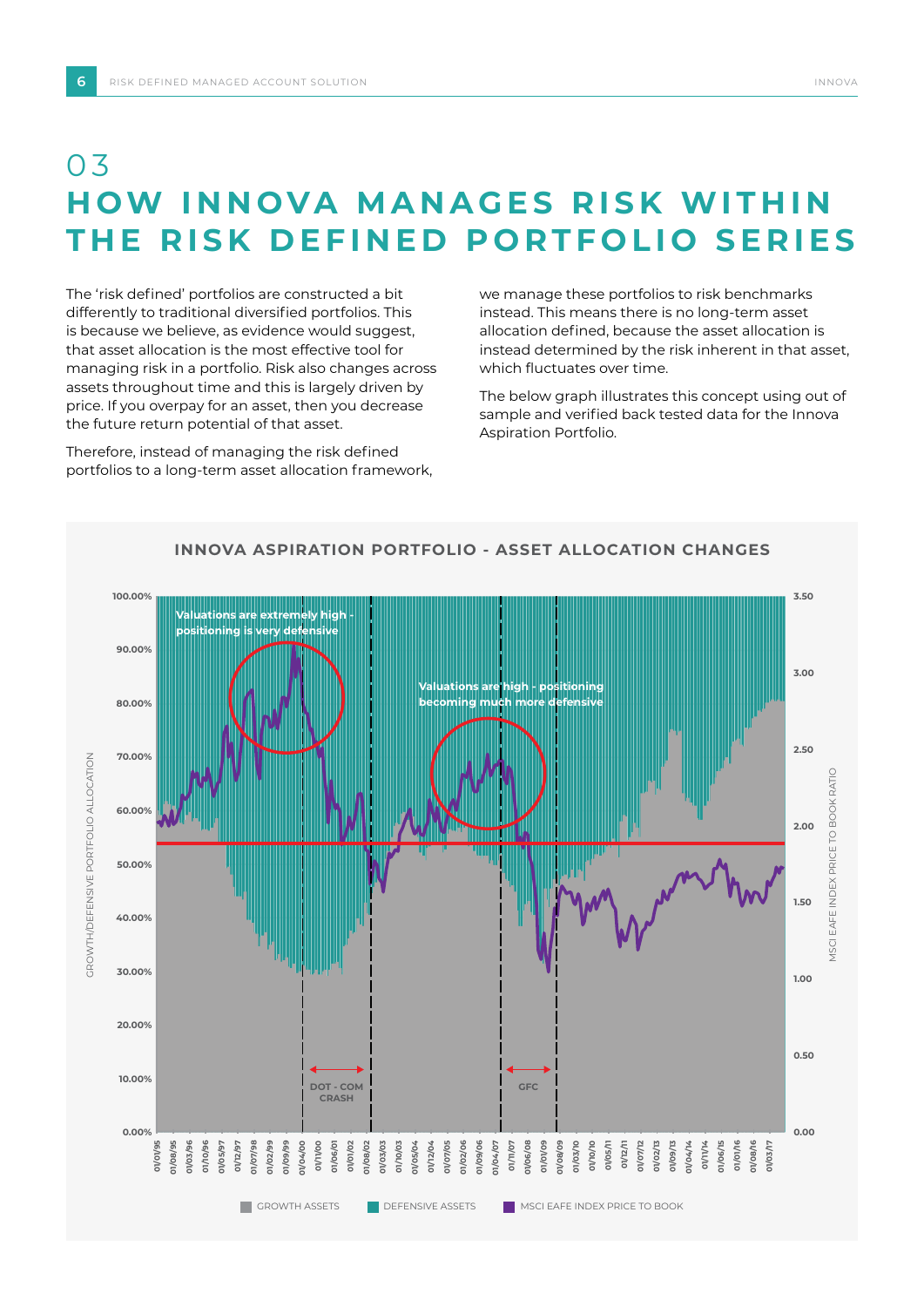# 03
# HOW INNOVA MANAGES RISK WITHIN THE RISK DEFINED PORTFOLIO SERIES

The 'risk defined' portfolios are constructed a bit differently to traditional diversified portfolios. This is because we believe, as evidence would suggest, that asset allocation is the most effective tool for managing risk in a portfolio. Risk also changes across assets throughout time and this is largely driven by price. If you overpay for an asset, then you decrease the future return potential of that asset.

Therefore, instead of managing the risk defined portfolios to a long-term asset allocation framework, we manage these portfolios to risk benchmarks instead. This means there is no long-term asset allocation defined, because the asset allocation is instead determined by the risk inherent in that asset, which fluctuates over time.

The below graph illustrates this concept using out of sample and verified back tested data for the Innova Aspiration Portfolio.

**INNOVA ASPIRATION PORTFOLIO - ASSET ALLOCATION CHANGES**

Valuations are extremely high - positioning is very defensive

Valuations are high - positioning becoming much more defensive

DOT - COM CRASH

GFC

GROWTH/DEFENSIVE PORTFOLIO ALLOCATION

MSCI EAFE INDEX PRICE TO BOOK RATIO

GROWTH ASSETS | DEFENSIVE ASSETS | MSCI EAFE INDEX PRICE TO BOOK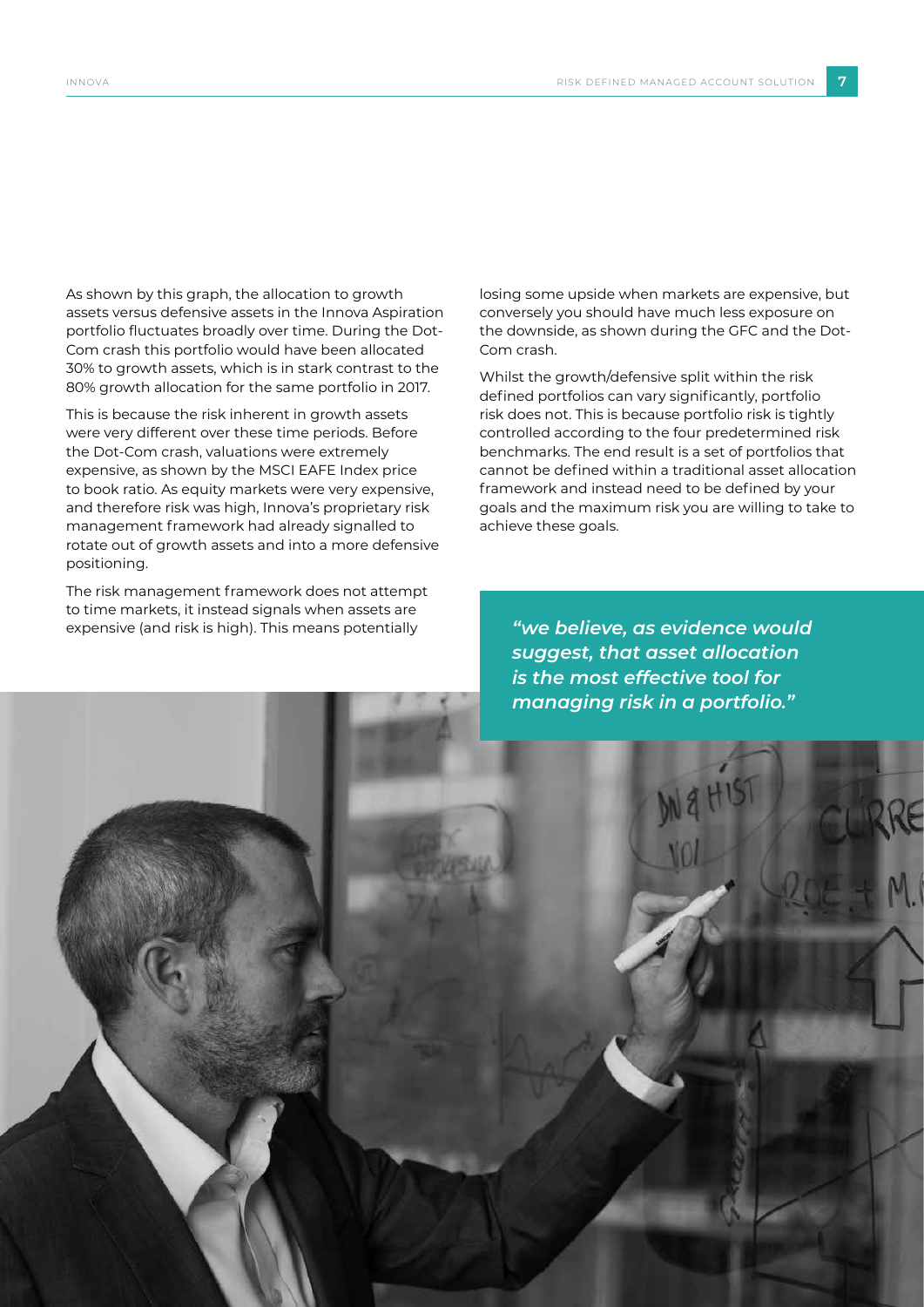As shown by this graph, the allocation to growth assets versus defensive assets in the Innova Aspiration portfolio fluctuates broadly over time. During the Dot-Com crash this portfolio would have been allocated 30% to growth assets, which is in stark contrast to the 80% growth allocation for the same portfolio in 2017.

This is because the risk inherent in growth assets were very different over these time periods. Before the Dot-Com crash, valuations were extremely expensive, as shown by the MSCI EAFE Index price to book ratio. As equity markets were very expensive, and therefore risk was high, Innova's proprietary risk management framework had already signalled to rotate out of growth assets and into a more defensive positioning.

The risk management framework does not attempt to time markets, it instead signals when assets are expensive (and risk is high). This means potentially losing some upside when markets are expensive, but conversely you should have much less exposure on the downside, as shown during the GFC and the Dot-Com crash.

Whilst the growth/defensive split within the risk defined portfolios can vary significantly, portfolio risk does not. This is because portfolio risk is tightly controlled according to the four predetermined risk benchmarks. The end result is a set of portfolios that cannot be defined within a traditional asset allocation framework and instead need to be defined by your goals and the maximum risk you are willing to take to achieve these goals.

> ***"we believe, as evidence would suggest, that asset allocation is the most effective tool for managing risk in a portfolio."***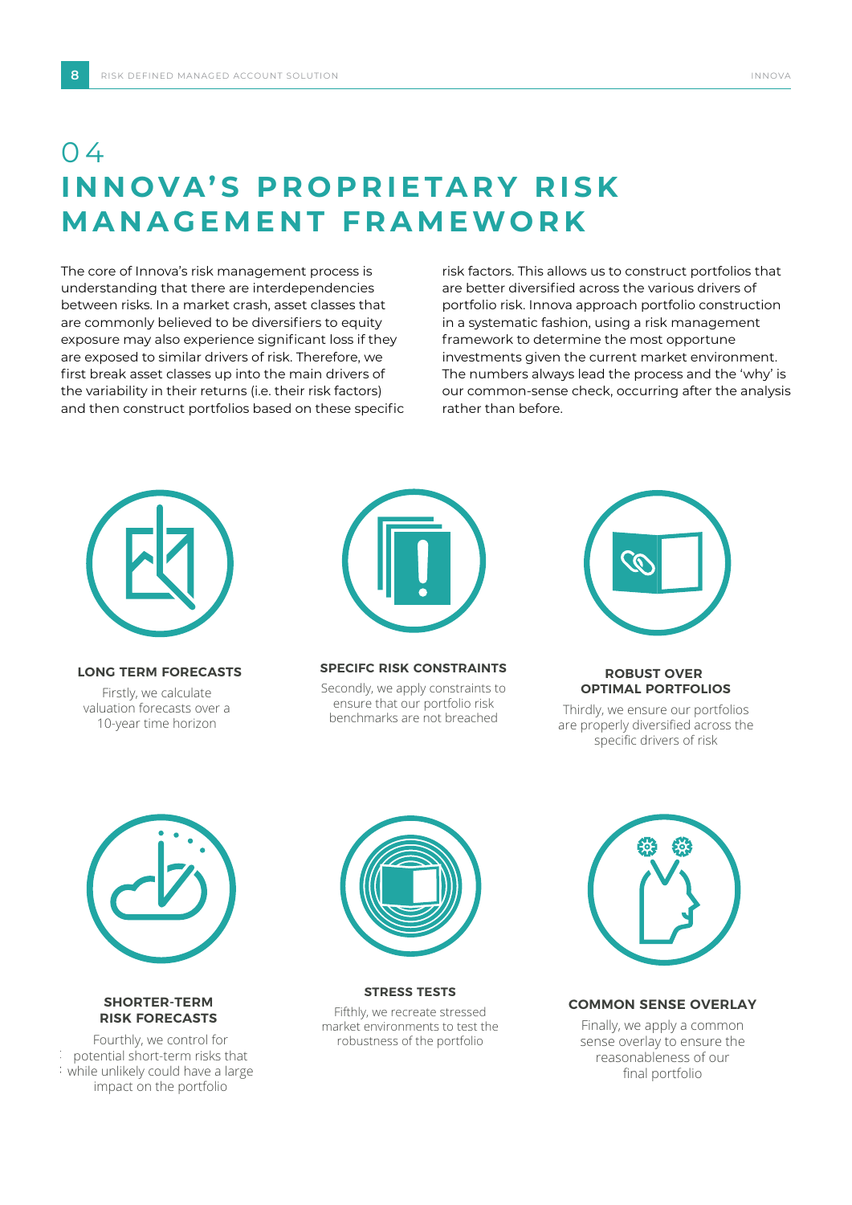# 04 INNOVA'S PROPRIETARY RISK MANAGEMENT FRAMEWORK

The core of Innova's risk management process is understanding that there are interdependencies between risks. In a market crash, asset classes that are commonly believed to be diversifiers to equity exposure may also experience significant loss if they are exposed to similar drivers of risk. Therefore, we first break asset classes up into the main drivers of the variability in their returns (i.e. their risk factors) and then construct portfolios based on these specific risk factors. This allows us to construct portfolios that are better diversified across the various drivers of portfolio risk. Innova approach portfolio construction in a systematic fashion, using a risk management framework to determine the most opportune investments given the current market environment. The numbers always lead the process and the 'why' is our common-sense check, occurring after the analysis rather than before.

**LONG TERM FORECASTS**

Firstly, we calculate valuation forecasts over a 10-year time horizon

**SPECIFC RISK CONSTRAINTS**

Secondly, we apply constraints to ensure that our portfolio risk benchmarks are not breached

**ROBUST OVER OPTIMAL PORTFOLIOS**

Thirdly, we ensure our portfolios are properly diversified across the specific drivers of risk

**SHORTER-TERM RISK FORECASTS**

Fourthly, we control for potential short-term risks that while unlikely could have a large impact on the portfolio

**STRESS TESTS**

Fifthly, we recreate stressed market environments to test the robustness of the portfolio

**COMMON SENSE OVERLAY**

Finally, we apply a common sense overlay to ensure the reasonableness of our final portfolio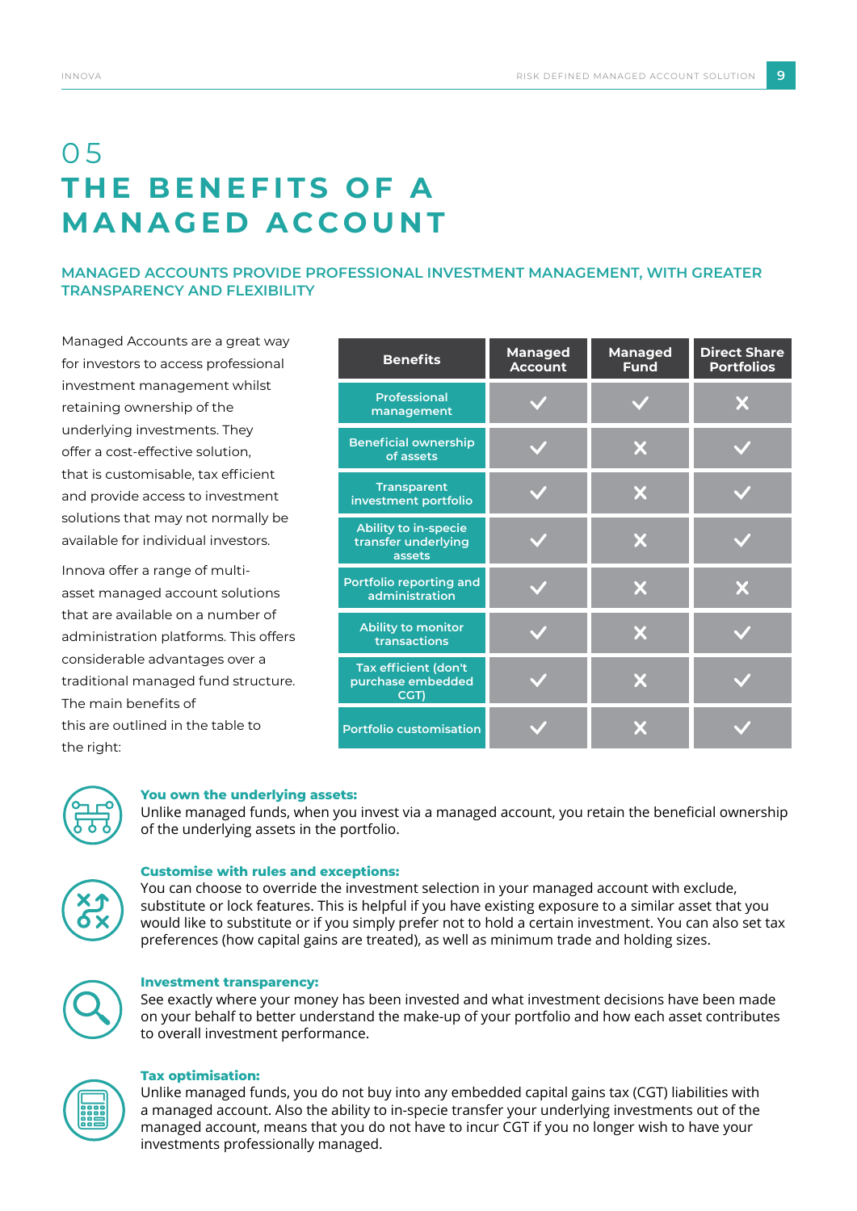# 05 THE BENEFITS OF A MANAGED ACCOUNT

## MANAGED ACCOUNTS PROVIDE PROFESSIONAL INVESTMENT MANAGEMENT, WITH GREATER TRANSPARENCY AND FLEXIBILITY

Managed Accounts are a great way for investors to access professional investment management whilst retaining ownership of the underlying investments. They offer a cost-effective solution, that is customisable, tax efficient and provide access to investment solutions that may not normally be available for individual investors.

Innova offer a range of multi-asset managed account solutions that are available on a number of administration platforms. This offers considerable advantages over a traditional managed fund structure. The main benefits of this are outlined in the table to the right:

| Benefits | Managed Account | Managed Fund | Direct Share Portfolios |
|---|---|---|---|
| Professional management | ✓ | ✓ | ✗ |
| Beneficial ownership of assets | ✓ | ✗ | ✓ |
| Transparent investment portfolio | ✓ | ✗ | ✓ |
| Ability to in-specie transfer underlying assets | ✓ | ✗ | ✓ |
| Portfolio reporting and administration | ✓ | ✗ | ✗ |
| Ability to monitor transactions | ✓ | ✗ | ✓ |
| Tax efficient (don't purchase embedded CGT) | ✓ | ✗ | ✓ |
| Portfolio customisation | ✓ | ✗ | ✓ |

**You own the underlying assets:**
Unlike managed funds, when you invest via a managed account, you retain the beneficial ownership of the underlying assets in the portfolio.

**Customise with rules and exceptions:**
You can choose to override the investment selection in your managed account with exclude, substitute or lock features. This is helpful if you have existing exposure to a similar asset that you would like to substitute or if you simply prefer not to hold a certain investment. You can also set tax preferences (how capital gains are treated), as well as minimum trade and holding sizes.

**Investment transparency:**
See exactly where your money has been invested and what investment decisions have been made on your behalf to better understand the make-up of your portfolio and how each asset contributes to overall investment performance.

**Tax optimisation:**
Unlike managed funds, you do not buy into any embedded capital gains tax (CGT) liabilities with a managed account. Also the ability to in-specie transfer your underlying investments out of the managed account, means that you do not have to incur CGT if you no longer wish to have your investments professionally managed.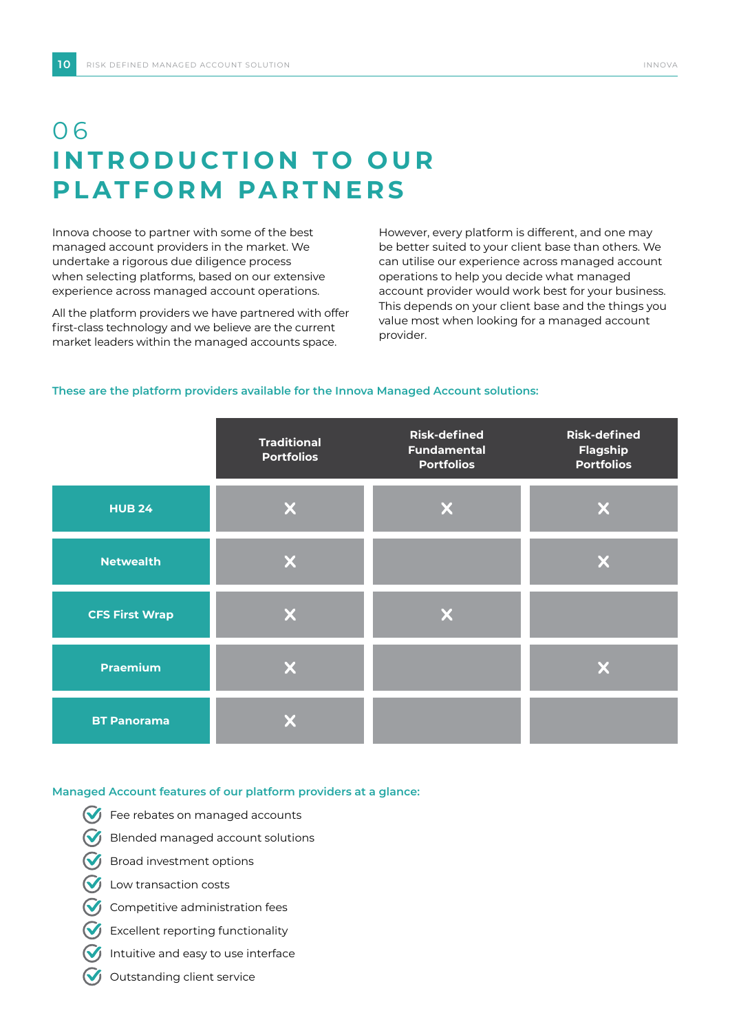# 06 INTRODUCTION TO OUR PLATFORM PARTNERS

Innova choose to partner with some of the best managed account providers in the market. We undertake a rigorous due diligence process when selecting platforms, based on our extensive experience across managed account operations.

All the platform providers we have partnered with offer first-class technology and we believe are the current market leaders within the managed accounts space.

However, every platform is different, and one may be better suited to your client base than others. We can utilise our experience across managed account operations to help you decide what managed account provider would work best for your business. This depends on your client base and the things you value most when looking for a managed account provider.

**These are the platform providers available for the Innova Managed Account solutions:**

| | Traditional Portfolios | Risk-defined Fundamental Portfolios | Risk-defined Flagship Portfolios |
|---|---|---|---|
| HUB 24 | X | X | X |
| Netwealth | X | | X |
| CFS First Wrap | X | X | |
| Praemium | X | | X |
| BT Panorama | X | | |

**Managed Account features of our platform providers at a glance:**

- Fee rebates on managed accounts
- Blended managed account solutions
- Broad investment options
- Low transaction costs
- Competitive administration fees
- Excellent reporting functionality
- Intuitive and easy to use interface
- Outstanding client service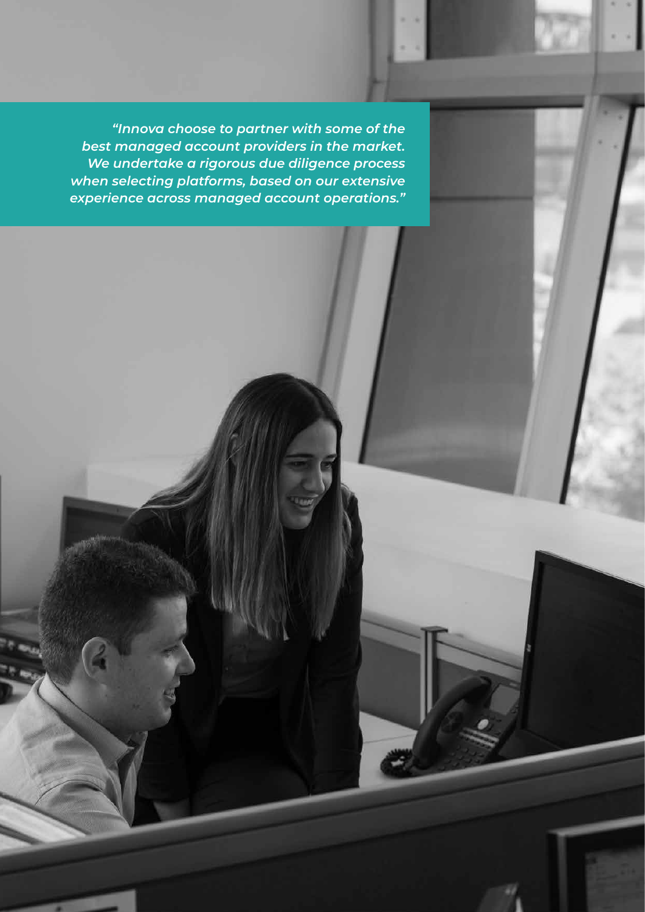*"Innova choose to partner with some of the best managed account providers in the market. We undertake a rigorous due diligence process when selecting platforms, based on our extensive experience across managed account operations."*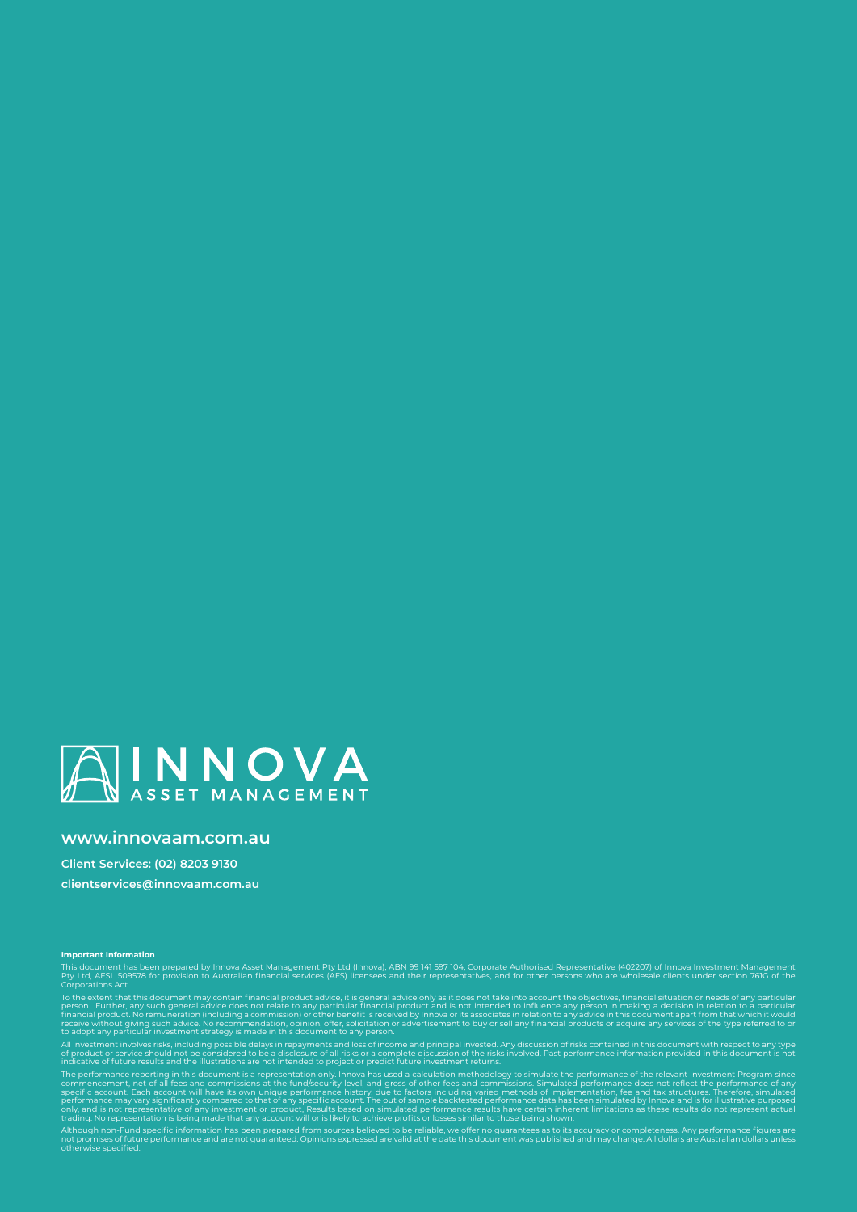INNOVA
ASSET MANAGEMENT

**www.innovaam.com.au**

**Client Services: (02) 8203 9130**

**clientservices@innovaam.com.au**

**Important Information**

This document has been prepared by Innova Asset Management Pty Ltd (Innova), ABN 99 141 597 104, Corporate Authorised Representative (402207) of Innova Investment Management Pty Ltd, AFSL 509578 for provision to Australian financial services (AFS) licensees and their representatives, and for other persons who are wholesale clients under section 761G of the Corporations Act.

To the extent that this document may contain financial product advice, it is general advice only as it does not take into account the objectives, financial situation or needs of any particular person. Further, any such general advice does not relate to any particular financial product and is not intended to influence any person in making a decision in relation to a particular financial product. No remuneration (including a commission) or other benefit is received by Innova or its associates in relation to any advice in this document apart from that which it would receive without giving such advice. No recommendation, opinion, offer, solicitation or advertisement to buy or sell any financial products or acquire any services of the type referred to or to adopt any particular investment strategy is made in this document to any person.

All investment involves risks, including possible delays in repayments and loss of income and principal invested. Any discussion of risks contained in this document with respect to any type of product or service should not be considered to be a disclosure of all risks or a complete discussion of the risks involved. Past performance information provided in this document is not indicative of future results and the illustrations are not intended to project or predict future investment returns.

The performance reporting in this document is a representation only. Innova has used a calculation methodology to simulate the performance of the relevant Investment Program since commencement, net of all fees and commissions at the fund/security level, and gross of other fees and commissions. Simulated performance does not reflect the performance of any specific account. Each account will have its own unique performance history, due to factors including varied methods of implementation, fee and tax structures. Therefore, simulated performance may vary significantly compared to that of any specific account. The out of sample backtested performance data has been simulated by Innova and is for illustrative purposed only, and is not representative of any investment or product, Results based on simulated performance results have certain inherent limitations as these results do not represent actual trading. No representation is being made that any account will or is likely to achieve profits or losses similar to those being shown.

Although non-Fund specific information has been prepared from sources believed to be reliable, we offer no guarantees as to its accuracy or completeness. Any performance figures are not promises of future performance and are not guaranteed. Opinions expressed are valid at the date this document was published and may change. All dollars are Australian dollars unless otherwise specified.